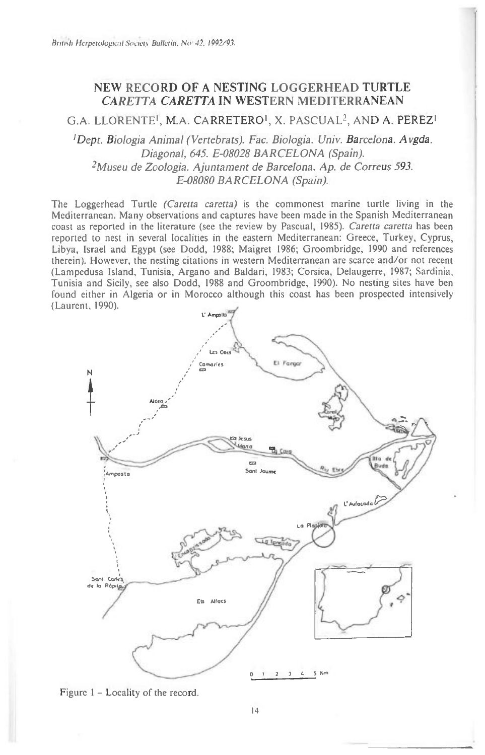# NEW RECORD OF A NESTING LOGGERHEAD TURTLE *CARETTA CARETTA* IN WESTERN MEDITERRANEAN

G.A. LLORENTE[1], M.A. CARRETERO[1], X. PASCUAL[2], AND A. PEREZ[1]

*[1]Dept. Biologia Animal (Vertebrats). Fac. Biologia. Univ. Barcelona. Avgda. Diagonal, 645. E-08028 BARCELONA (Spain).*
*[2]Museu de Zoologia. Ajuntament de Barcelona. Ap. de Correus 593. E-08080 BARCELONA (Spain).*

The Loggerhead Turtle *(Caretta caretta)* is the commonest marine turtle living in the Mediterranean. Many observations and captures have been made in the Spanish Mediterranean coast as reported in the literature (see the review by Pascual, 1985). *Caretta caretta* has been reported to nest in several localities in the eastern Mediterranean: Greece, Turkey, Cyprus, Libya, Israel and Egypt (see Dodd, 1988; Maigret 1986; Groombridge, 1990 and references therein). However, the nesting citations in western Mediterranean are scarce and/or not recent (Lampedusa Island, Tunisia, Argano and Baldari, 1983; Corsica, Delaugerre, 1987; Sardinia, Tunisia and Sicily, see also Dodd, 1988 and Groombridge, 1990). No nesting sites have ben found either in Algeria or in Morocco although this coast has been prospected intensively (Laurent, 1990).

Figure 1 – Locality of the record.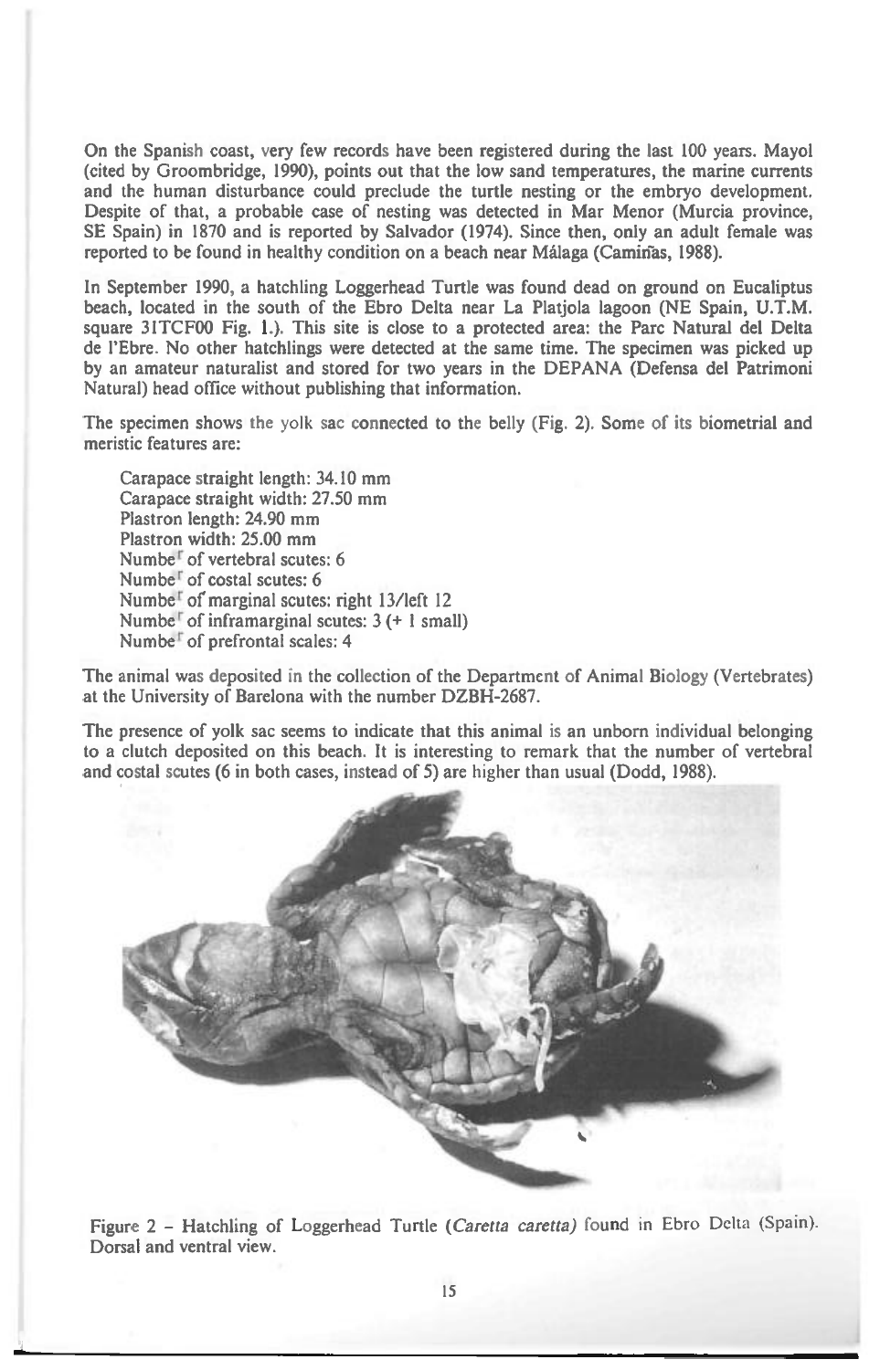On the Spanish coast, very few records have been registered during the last 100 years. Mayol (cited by Groombridge, 1990), points out that the low sand temperatures, the marine currents and the human disturbance could preclude the turtle nesting or the embryo development. Despite of that, a probable case of nesting was detected in Mar Menor (Murcia province, SE Spain) in 1870 and is reported by Salvador (1974). Since then, only an adult female was reported to be found in healthy condition on a beach near Málaga (Camiñas, 1988).

In September 1990, a hatchling Loggerhead Turtle was found dead on ground on Eucaliptus beach, located in the south of the Ebro Delta near La Platjola lagoon (NE Spain, U.T.M. square 31TCF00 Fig. 1.). This site is close to a protected area: the Parc Natural del Delta de l'Ebre. No other hatchlings were detected at the same time. The specimen was picked up by an amateur naturalist and stored for two years in the DEPANA (Defensa del Patrimoni Natural) head office without publishing that information.

The specimen shows the yolk sac connected to the belly (Fig. 2). Some of its biometrial and meristic features are:

Carapace straight length: 34.10 mm
Carapace straight width: 27.50 mm
Plastron length: 24.90 mm
Plastron width: 25.00 mm
Number of vertebral scutes: 6
Number of costal scutes: 6
Number of marginal scutes: right 13/left 12
Number of inframarginal scutes: 3 (+ 1 small)
Number of prefrontal scales: 4

The animal was deposited in the collection of the Department of Animal Biology (Vertebrates) at the University of Barelona with the number DZBH-2687.

The presence of yolk sac seems to indicate that this animal is an unborn individual belonging to a clutch deposited on this beach. It is interesting to remark that the number of vertebral and costal scutes (6 in both cases, instead of 5) are higher than usual (Dodd, 1988).

Figure 2 – Hatchling of Loggerhead Turtle (*Caretta caretta*) found in Ebro Delta (Spain). Dorsal and ventral view.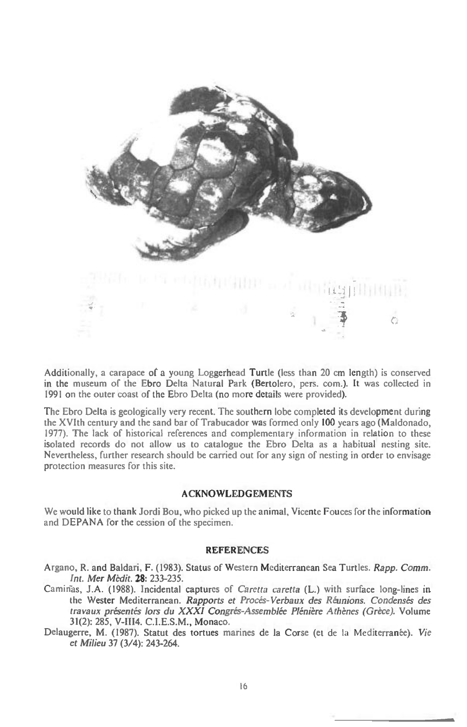Additionally, a carapace of a young Loggerhead Turtle (less than 20 cm length) is conserved in the museum of the Ebro Delta Natural Park (Bertolero, pers. com.). It was collected in 1991 on the outer coast of the Ebro Delta (no more details were provided).

The Ebro Delta is geologically very recent. The southern lobe completed its development during the XVIth century and the sand bar of Trabucador was formed only 100 years ago (Maldonado, 1977). The lack of historical references and complementary information in relation to these isolated records do not allow us to catalogue the Ebro Delta as a habitual nesting site. Nevertheless, further research should be carried out for any sign of nesting in order to envisage protection measures for this site.

## ACKNOWLEDGEMENTS

We would like to thank Jordi Bou, who picked up the animal, Vicente Fouces for the information and DEPANA for the cession of the specimen.

## REFERENCES

Argano, R. and Baldari, F. (1983). Status of Western Mediterranean Sea Turtles. *Rapp. Comm. Int. Mer Mèdit.* **28**: 233-235.

Camiñas, J.A. (1988). Incidental captures of *Caretta caretta* (L.) with surface long-lines in the Wester Mediterranean. *Rapports et Procés-Verbaux des Réunions. Condensés des travaux présentés lors du XXXI Congrés-Assemblée Plénière Athènes (Grèce).* Volume 31(2): 285, V-III4. C.I.E.S.M., Monaco.

Delaugerre, M. (1987). Statut des tortues marines de la Corse (et de la Mediterranée). *Vie et Milieu* 37 (3/4): 243-264.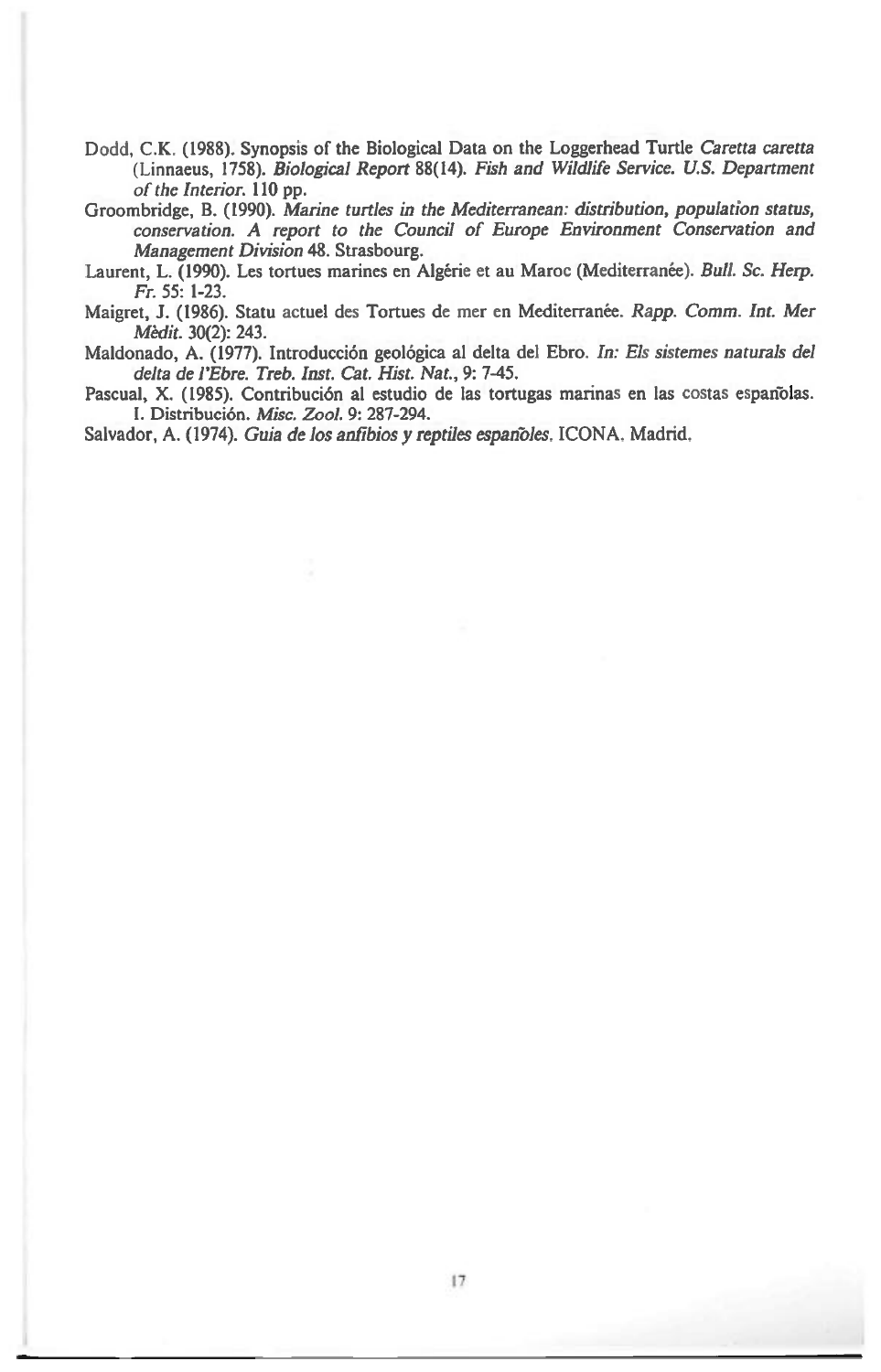Dodd, C.K. (1988). Synopsis of the Biological Data on the Loggerhead Turtle *Caretta caretta* (Linnaeus, 1758). *Biological Report* 88(14). *Fish and Wildlife Service. U.S. Department of the Interior.* 110 pp.

Groombridge, B. (1990). *Marine turtles in the Mediterranean: distribution, population status, conservation. A report to the Council of Europe Environment Conservation and Management Division* 48. Strasbourg.

Laurent, L. (1990). Les tortues marines en Algérie et au Maroc (Mediterranée). *Bull. Sc. Herp. Fr.* 55: 1-23.

Maigret, J. (1986). Statu actuel des Tortues de mer en Mediterranée. *Rapp. Comm. Int. Mer Mèdit.* 30(2): 243.

Maldonado, A. (1977). Introducción geológica al delta del Ebro. *In: Els sistemes naturals del delta de l'Ebre. Treb. Inst. Cat. Hist. Nat.*, 9: 7-45.

Pascual, X. (1985). Contribución al estudio de las tortugas marinas en las costas españolas. I. Distribución. *Misc. Zool.* 9: 287-294.

Salvador, A. (1974). *Guia de los anfibios y reptiles españoles*. ICONA, Madrid.